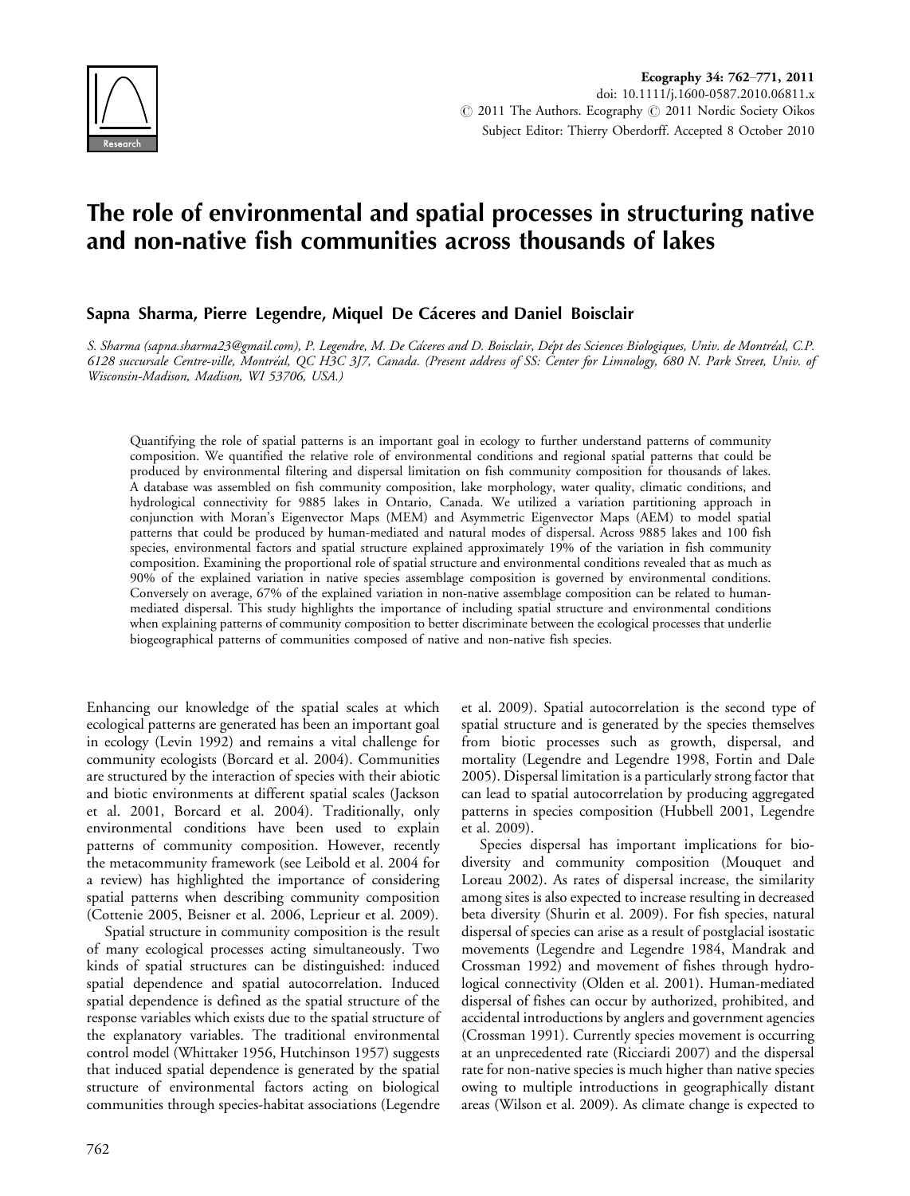# The role of environmental and spatial processes in structuring native and non-native fish communities across thousands of lakes

**Sapna Sharma, Pierre Legendre, Miquel De Cáceres and Daniel Boisclair**

*S. Sharma (sapna.sharma23@gmail.com), P. Legendre, M. De Cáceres and D. Boisclair, Dépt des Sciences Biologiques, Univ. de Montréal, C.P. 6128 succursale Centre-ville, Montréal, QC H3C 3J7, Canada. (Present address of SS: Center for Limnology, 680 N. Park Street, Univ. of Wisconsin-Madison, Madison, WI 53706, USA.)*

Quantifying the role of spatial patterns is an important goal in ecology to further understand patterns of community composition. We quantified the relative role of environmental conditions and regional spatial patterns that could be produced by environmental filtering and dispersal limitation on fish community composition for thousands of lakes. A database was assembled on fish community composition, lake morphology, water quality, climatic conditions, and hydrological connectivity for 9885 lakes in Ontario, Canada. We utilized a variation partitioning approach in conjunction with Moran's Eigenvector Maps (MEM) and Asymmetric Eigenvector Maps (AEM) to model spatial patterns that could be produced by human-mediated and natural modes of dispersal. Across 9885 lakes and 100 fish species, environmental factors and spatial structure explained approximately 19% of the variation in fish community composition. Examining the proportional role of spatial structure and environmental conditions revealed that as much as 90% of the explained variation in native species assemblage composition is governed by environmental conditions. Conversely on average, 67% of the explained variation in non-native assemblage composition can be related to human-mediated dispersal. This study highlights the importance of including spatial structure and environmental conditions when explaining patterns of community composition to better discriminate between the ecological processes that underlie biogeographical patterns of communities composed of native and non-native fish species.

Enhancing our knowledge of the spatial scales at which ecological patterns are generated has been an important goal in ecology (Levin 1992) and remains a vital challenge for community ecologists (Borcard et al. 2004). Communities are structured by the interaction of species with their abiotic and biotic environments at different spatial scales (Jackson et al. 2001, Borcard et al. 2004). Traditionally, only environmental conditions have been used to explain patterns of community composition. However, recently the metacommunity framework (see Leibold et al. 2004 for a review) has highlighted the importance of considering spatial patterns when describing community composition (Cottenie 2005, Beisner et al. 2006, Leprieur et al. 2009).

Spatial structure in community composition is the result of many ecological processes acting simultaneously. Two kinds of spatial structures can be distinguished: induced spatial dependence and spatial autocorrelation. Induced spatial dependence is defined as the spatial structure of the response variables which exists due to the spatial structure of the explanatory variables. The traditional environmental control model (Whittaker 1956, Hutchinson 1957) suggests that induced spatial dependence is generated by the spatial structure of environmental factors acting on biological communities through species-habitat associations (Legendre et al. 2009). Spatial autocorrelation is the second type of spatial structure and is generated by the species themselves from biotic processes such as growth, dispersal, and mortality (Legendre and Legendre 1998, Fortin and Dale 2005). Dispersal limitation is a particularly strong factor that can lead to spatial autocorrelation by producing aggregated patterns in species composition (Hubbell 2001, Legendre et al. 2009).

Species dispersal has important implications for biodiversity and community composition (Mouquet and Loreau 2002). As rates of dispersal increase, the similarity among sites is also expected to increase resulting in decreased beta diversity (Shurin et al. 2009). For fish species, natural dispersal of species can arise as a result of postglacial isostatic movements (Legendre and Legendre 1984, Mandrak and Crossman 1992) and movement of fishes through hydrological connectivity (Olden et al. 2001). Human-mediated dispersal of fishes can occur by authorized, prohibited, and accidental introductions by anglers and government agencies (Crossman 1991). Currently species movement is occurring at an unprecedented rate (Ricciardi 2007) and the dispersal rate for non-native species is much higher than native species owing to multiple introductions in geographically distant areas (Wilson et al. 2009). As climate change is expected to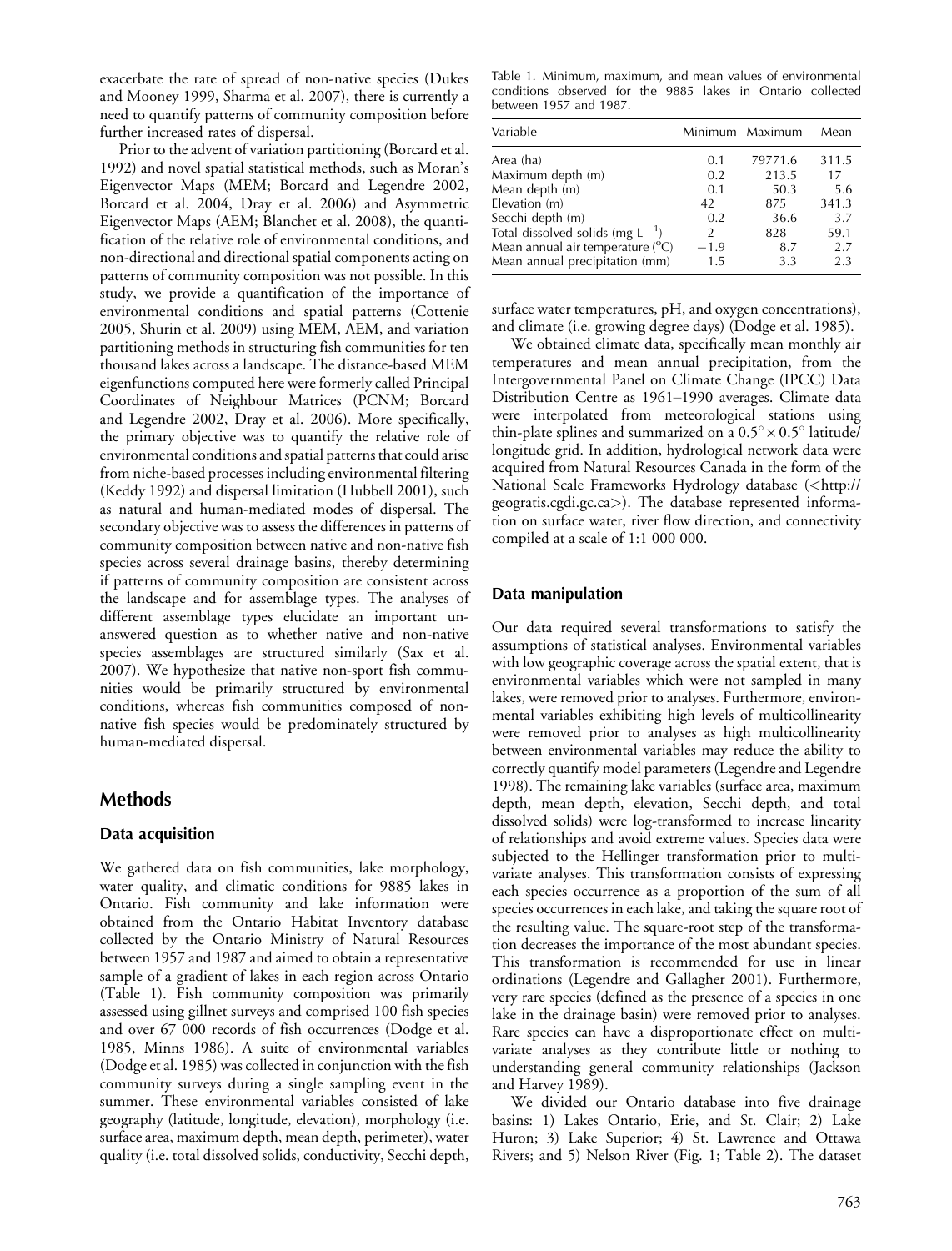exacerbate the rate of spread of non-native species (Dukes and Mooney 1999, Sharma et al. 2007), there is currently a need to quantify patterns of community composition before further increased rates of dispersal.

Prior to the advent of variation partitioning (Borcard et al. 1992) and novel spatial statistical methods, such as Moran's Eigenvector Maps (MEM; Borcard and Legendre 2002, Borcard et al. 2004, Dray et al. 2006) and Asymmetric Eigenvector Maps (AEM; Blanchet et al. 2008), the quantification of the relative role of environmental conditions, and non-directional and directional spatial components acting on patterns of community composition was not possible. In this study, we provide a quantification of the importance of environmental conditions and spatial patterns (Cottenie 2005, Shurin et al. 2009) using MEM, AEM, and variation partitioning methods in structuring fish communities for ten thousand lakes across a landscape. The distance-based MEM eigenfunctions computed here were formerly called Principal Coordinates of Neighbour Matrices (PCNM; Borcard and Legendre 2002, Dray et al. 2006). More specifically, the primary objective was to quantify the relative role of environmental conditions and spatial patterns that could arise from niche-based processes including environmental filtering (Keddy 1992) and dispersal limitation (Hubbell 2001), such as natural and human-mediated modes of dispersal. The secondary objective was to assess the differences in patterns of community composition between native and non-native fish species across several drainage basins, thereby determining if patterns of community composition are consistent across the landscape and for assemblage types. The analyses of different assemblage types elucidate an important unanswered question as to whether native and non-native species assemblages are structured similarly (Sax et al. 2007). We hypothesize that native non-sport fish communities would be primarily structured by environmental conditions, whereas fish communities composed of non-native fish species would be predominately structured by human-mediated dispersal.

## Methods

### Data acquisition

We gathered data on fish communities, lake morphology, water quality, and climatic conditions for 9885 lakes in Ontario. Fish community and lake information were obtained from the Ontario Habitat Inventory database collected by the Ontario Ministry of Natural Resources between 1957 and 1987 and aimed to obtain a representative sample of a gradient of lakes in each region across Ontario (Table 1). Fish community composition was primarily assessed using gillnet surveys and comprised 100 fish species and over 67 000 records of fish occurrences (Dodge et al. 1985, Minns 1986). A suite of environmental variables (Dodge et al. 1985) was collected in conjunction with the fish community surveys during a single sampling event in the summer. These environmental variables consisted of lake geography (latitude, longitude, elevation), morphology (i.e. surface area, maximum depth, mean depth, perimeter), water quality (i.e. total dissolved solids, conductivity, Secchi depth, surface water temperatures, pH, and oxygen concentrations), and climate (i.e. growing degree days) (Dodge et al. 1985).

Table 1. Minimum, maximum, and mean values of environmental conditions observed for the 9885 lakes in Ontario collected between 1957 and 1987.

| Variable | Minimum | Maximum | Mean |
|---|---|---|---|
| Area (ha) | 0.1 | 79771.6 | 311.5 |
| Maximum depth (m) | 0.2 | 213.5 | 17 |
| Mean depth (m) | 0.1 | 50.3 | 5.6 |
| Elevation (m) | 42 | 875 | 341.3 |
| Secchi depth (m) | 0.2 | 36.6 | 3.7 |
| Total dissolved solids (mg $L^{-1}$) | 2 | 828 | 59.1 |
| Mean annual air temperature (°C) | −1.9 | 8.7 | 2.7 |
| Mean annual precipitation (mm) | 1.5 | 3.3 | 2.3 |

We obtained climate data, specifically mean monthly air temperatures and mean annual precipitation, from the Intergovernmental Panel on Climate Change (IPCC) Data Distribution Centre as 1961–1990 averages. Climate data were interpolated from meteorological stations using thin-plate splines and summarized on a $0.5^{\circ} \times 0.5^{\circ}$ latitude/longitude grid. In addition, hydrological network data were acquired from Natural Resources Canada in the form of the National Scale Frameworks Hydrology database (<http://geogratis.cgdi.gc.ca>). The database represented information on surface water, river flow direction, and connectivity compiled at a scale of 1:1 000 000.

### Data manipulation

Our data required several transformations to satisfy the assumptions of statistical analyses. Environmental variables with low geographic coverage across the spatial extent, that is environmental variables which were not sampled in many lakes, were removed prior to analyses. Furthermore, environmental variables exhibiting high levels of multicollinearity were removed prior to analyses as high multicollinearity between environmental variables may reduce the ability to correctly quantify model parameters (Legendre and Legendre 1998). The remaining lake variables (surface area, maximum depth, mean depth, elevation, Secchi depth, and total dissolved solids) were log-transformed to increase linearity of relationships and avoid extreme values. Species data were subjected to the Hellinger transformation prior to multivariate analyses. This transformation consists of expressing each species occurrence as a proportion of the sum of all species occurrences in each lake, and taking the square root of the resulting value. The square-root step of the transformation decreases the importance of the most abundant species. This transformation is recommended for use in linear ordinations (Legendre and Gallagher 2001). Furthermore, very rare species (defined as the presence of a species in one lake in the drainage basin) were removed prior to analyses. Rare species can have a disproportionate effect on multivariate analyses as they contribute little or nothing to understanding general community relationships (Jackson and Harvey 1989).

We divided our Ontario database into five drainage basins: 1) Lakes Ontario, Erie, and St. Clair; 2) Lake Huron; 3) Lake Superior; 4) St. Lawrence and Ottawa Rivers; and 5) Nelson River (Fig. 1; Table 2). The dataset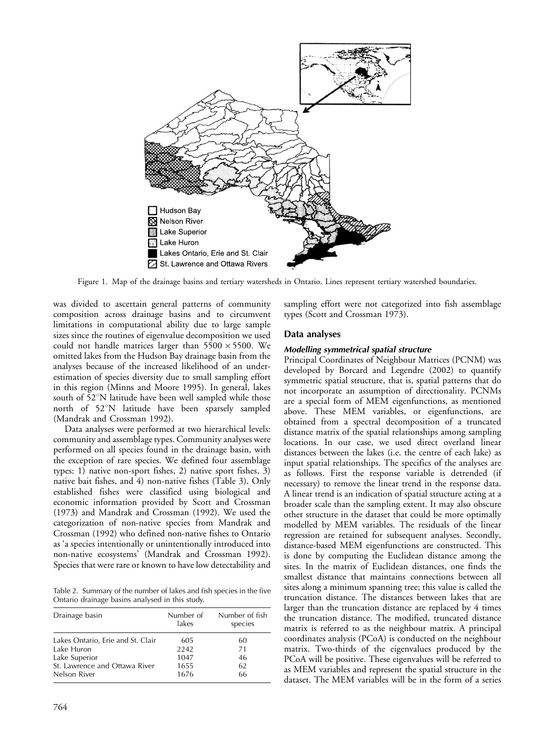Figure 1. Map of the drainage basins and tertiary watersheds in Ontario. Lines represent tertiary watershed boundaries.

was divided to ascertain general patterns of community composition across drainage basins and to circumvent limitations in computational ability due to large sample sizes since the routines of eigenvalue decomposition we used could not handle matrices larger than $5500 \times 5500$. We omitted lakes from the Hudson Bay drainage basin from the analyses because of the increased likelihood of an underestimation of species diversity due to small sampling effort in this region (Minns and Moore 1995). In general, lakes south of 52°N latitude have been well sampled while those north of 52°N latitude have been sparsely sampled (Mandrak and Crossman 1992).

Data analyses were performed at two hierarchical levels: community and assemblage types. Community analyses were performed on all species found in the drainage basin, with the exception of rare species. We defined four assemblage types: 1) native non-sport fishes, 2) native sport fishes, 3) native bait fishes, and 4) non-native fishes (Table 3). Only established fishes were classified using biological and economic information provided by Scott and Crossman (1973) and Mandrak and Crossman (1992). We used the categorization of non-native species from Mandrak and Crossman (1992) who defined non-native fishes to Ontario as 'a species intentionally or unintentionally introduced into non-native ecosystems' (Mandrak and Crossman 1992). Species that were rare or known to have low detectability and sampling effort were not categorized into fish assemblage types (Scott and Crossman 1973).

Table 2. Summary of the number of lakes and fish species in the five Ontario drainage basins analysed in this study.

| Drainage basin | Number of lakes | Number of fish species |
|---|---|---|
| Lakes Ontario, Erie and St. Clair | 605 | 60 |
| Lake Huron | 2242 | 71 |
| Lake Superior | 1047 | 46 |
| St. Lawrence and Ottawa River | 1655 | 62 |
| Nelson River | 1676 | 66 |

## Data analyses

### *Modelling symmetrical spatial structure*

Principal Coordinates of Neighbour Matrices (PCNM) was developed by Borcard and Legendre (2002) to quantify symmetric spatial structure, that is, spatial patterns that do not incorporate an assumption of directionality. PCNMs are a special form of MEM eigenfunctions, as mentioned above. These MEM variables, or eigenfunctions, are obtained from a spectral decomposition of a truncated distance matrix of the spatial relationships among sampling locations. In our case, we used direct overland linear distances between the lakes (i.e. the centre of each lake) as input spatial relationships. The specifics of the analyses are as follows. First the response variable is detrended (if necessary) to remove the linear trend in the response data. A linear trend is an indication of spatial structure acting at a broader scale than the sampling extent. It may also obscure other structure in the dataset that could be more optimally modelled by MEM variables. The residuals of the linear regression are retained for subsequent analyses. Secondly, distance-based MEM eigenfunctions are constructed. This is done by computing the Euclidean distance among the sites. In the matrix of Euclidean distances, one finds the smallest distance that maintains connections between all sites along a minimum spanning tree; this value is called the truncation distance. The distances between lakes that are larger than the truncation distance are replaced by 4 times the truncation distance. The modified, truncated distance matrix is referred to as the neighbour matrix. A principal coordinates analysis (PCoA) is conducted on the neighbour matrix. Two-thirds of the eigenvalues produced by the PCoA will be positive. These eigenvalues will be referred to as MEM variables and represent the spatial structure in the dataset. The MEM variables will be in the form of a series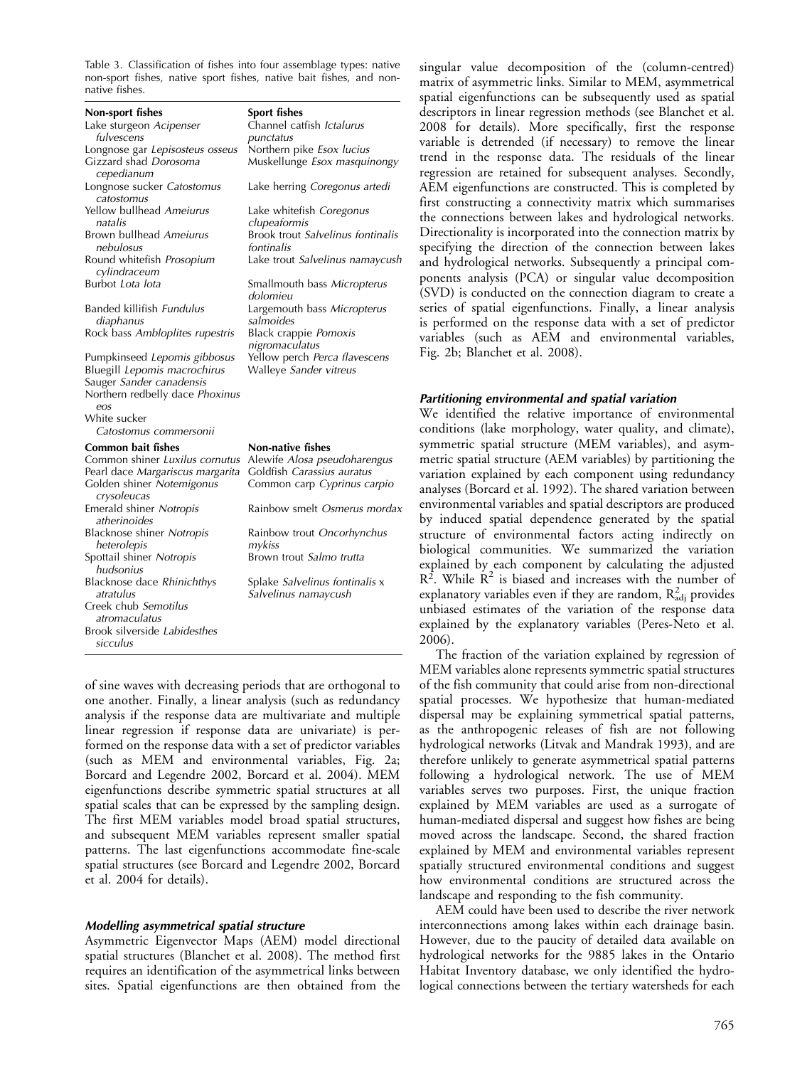Table 3. Classification of fishes into four assemblage types: native non-sport fishes, native sport fishes, native bait fishes, and non-native fishes.

| Non-sport fishes | Sport fishes |
|---|---|
| Lake sturgeon *Acipenser fulvescens* | Channel catfish *Ictalurus punctatus* |
| Longnose gar *Lepisosteus osseus* | Northern pike *Esox lucius* |
| Gizzard shad *Dorosoma cepedianum* | Muskellunge *Esox masquinongy* |
| Longnose sucker *Catostomus catostomus* | Lake herring *Coregonus artedi* |
| Yellow bullhead *Ameiurus natalis* | Lake whitefish *Coregonus clupeaformis* |
| Brown bullhead *Ameiurus nebulosus* | Brook trout *Salvelinus fontinalis fontinalis* |
| Round whitefish *Prosopium cylindraceum* | Lake trout *Salvelinus namaycush* |
| Burbot *Lota lota* | Smallmouth bass *Micropterus dolomieu* |
| Banded killifish *Fundulus diaphanus* | Largemouth bass *Micropterus salmoides* |
| Rock bass *Ambloplites rupestris* | Black crappie *Pomoxis nigromaculatus* |
| Pumpkinseed *Lepomis gibbosus* | Yellow perch *Perca flavescens* |
| Bluegill *Lepomis macrochirus* | Walleye *Sander vitreus* |
| Sauger *Sander canadensis* | |
| Northern redbelly dace *Phoxinus eos* | |
| White sucker *Catostomus commersonii* | |
| **Common bait fishes** | **Non-native fishes** |
| Common shiner *Luxilus cornutus* | Alewife *Alosa pseudoharengus* |
| Pearl dace *Margariscus margarita* | Goldfish *Carassius auratus* |
| Golden shiner *Notemigonus crysoleucas* | Common carp *Cyprinus carpio* |
| Emerald shiner *Notropis atherinoides* | Rainbow smelt *Osmerus mordax* |
| Blacknose shiner *Notropis heterolepis* | Rainbow trout *Oncorhynchus mykiss* |
| Spottail shiner *Notropis hudsonius* | Brown trout *Salmo trutta* |
| Blacknose dace *Rhinichthys atratulus* | Splake *Salvelinus fontinalis* x *Salvelinus namaycush* |
| Creek chub *Semotilus atromaculatus* | |
| Brook silverside *Labidesthes sicculus* | |

of sine waves with decreasing periods that are orthogonal to one another. Finally, a linear analysis (such as redundancy analysis if the response data are multivariate and multiple linear regression if response data are univariate) is performed on the response data with a set of predictor variables (such as MEM and environmental variables, Fig. 2a; Borcard and Legendre 2002, Borcard et al. 2004). MEM eigenfunctions describe symmetric spatial structures at all spatial scales that can be expressed by the sampling design. The first MEM variables model broad spatial structures, and subsequent MEM variables represent smaller spatial patterns. The last eigenfunctions accommodate fine-scale spatial structures (see Borcard and Legendre 2002, Borcard et al. 2004 for details).

#### *Modelling asymmetrical spatial structure*

Asymmetric Eigenvector Maps (AEM) model directional spatial structures (Blanchet et al. 2008). The method first requires an identification of the asymmetrical links between sites. Spatial eigenfunctions are then obtained from the singular value decomposition of the (column-centred) matrix of asymmetric links. Similar to MEM, asymmetrical spatial eigenfunctions can be subsequently used as spatial descriptors in linear regression methods (see Blanchet et al. 2008 for details). More specifically, first the response variable is detrended (if necessary) to remove the linear trend in the response data. The residuals of the linear regression are retained for subsequent analyses. Secondly, AEM eigenfunctions are constructed. This is completed by first constructing a connectivity matrix which summarises the connections between lakes and hydrological networks. Directionality is incorporated into the connection matrix by specifying the direction of the connection between lakes and hydrological networks. Subsequently a principal components analysis (PCA) or singular value decomposition (SVD) is conducted on the connection diagram to create a series of spatial eigenfunctions. Finally, a linear analysis is performed on the response data with a set of predictor variables (such as AEM and environmental variables, Fig. 2b; Blanchet et al. 2008).

#### *Partitioning environmental and spatial variation*

We identified the relative importance of environmental conditions (lake morphology, water quality, and climate), symmetric spatial structure (MEM variables), and asymmetric spatial structure (AEM variables) by partitioning the variation explained by each component using redundancy analyses (Borcard et al. 1992). The shared variation between environmental variables and spatial descriptors are produced by induced spatial dependence generated by the spatial structure of environmental factors acting indirectly on biological communities. We summarized the variation explained by each component by calculating the adjusted $R^2$. While $R^2$ is biased and increases with the number of explanatory variables even if they are random, $R^2_{adj}$ provides unbiased estimates of the variation of the response data explained by the explanatory variables (Peres-Neto et al. 2006).

The fraction of the variation explained by regression of MEM variables alone represents symmetric spatial structures of the fish community that could arise from non-directional spatial processes. We hypothesize that human-mediated dispersal may be explaining symmetrical spatial patterns, as the anthropogenic releases of fish are not following hydrological networks (Litvak and Mandrak 1993), and are therefore unlikely to generate asymmetrical spatial patterns following a hydrological network. The use of MEM variables serves two purposes. First, the unique fraction explained by MEM variables are used as a surrogate of human-mediated dispersal and suggest how fishes are being moved across the landscape. Second, the shared fraction explained by MEM and environmental variables represent spatially structured environmental conditions and suggest how environmental conditions are structured across the landscape and responding to the fish community.

AEM could have been used to describe the river network interconnections among lakes within each drainage basin. However, due to the paucity of detailed data available on hydrological networks for the 9885 lakes in the Ontario Habitat Inventory database, we only identified the hydrological connections between the tertiary watersheds for each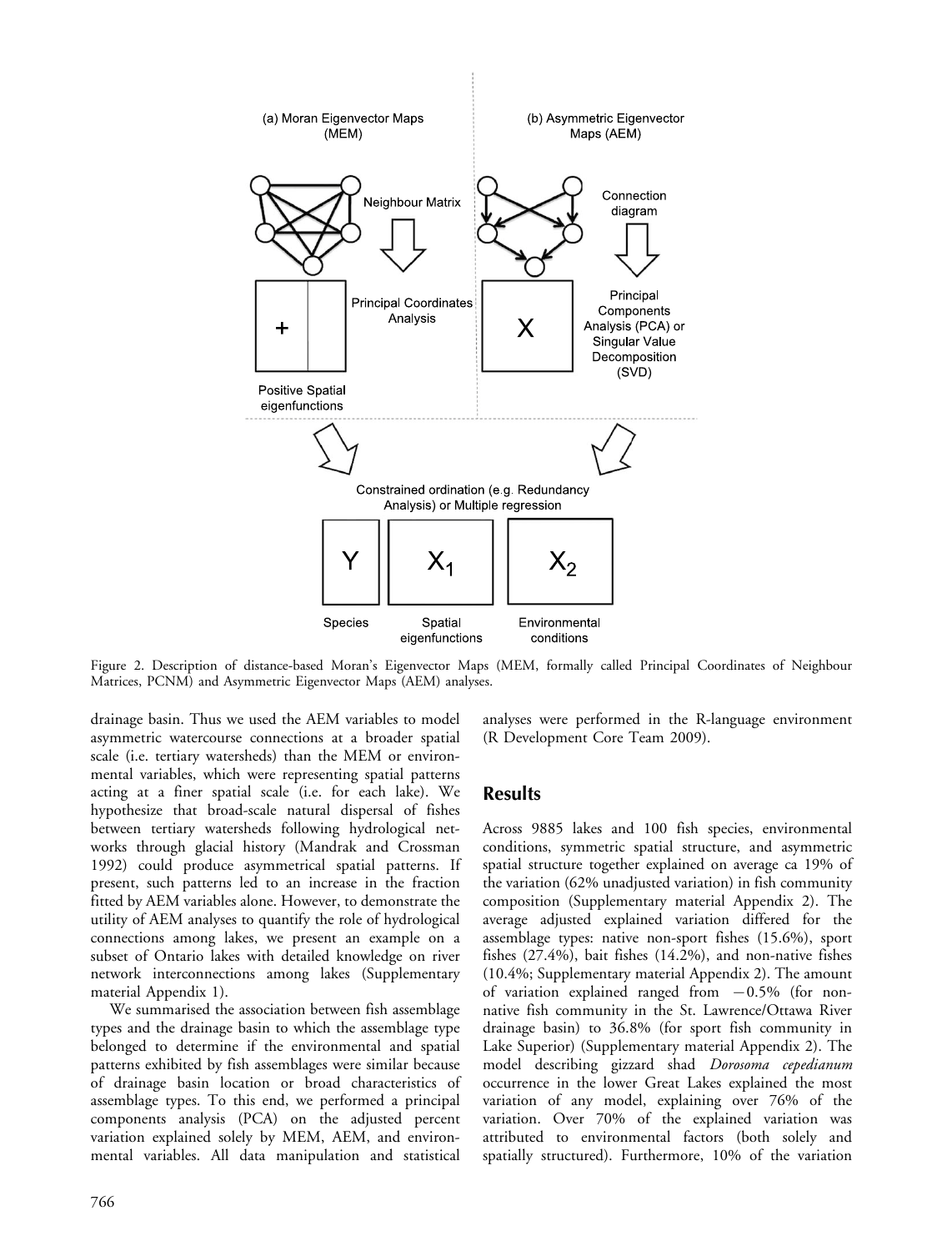Figure 2. Description of distance-based Moran's Eigenvector Maps (MEM, formally called Principal Coordinates of Neighbour Matrices, PCNM) and Asymmetric Eigenvector Maps (AEM) analyses.

drainage basin. Thus we used the AEM variables to model asymmetric watercourse connections at a broader spatial scale (i.e. tertiary watersheds) than the MEM or environmental variables, which were representing spatial patterns acting at a finer spatial scale (i.e. for each lake). We hypothesize that broad-scale natural dispersal of fishes between tertiary watersheds following hydrological networks through glacial history (Mandrak and Crossman 1992) could produce asymmetrical spatial patterns. If present, such patterns led to an increase in the fraction fitted by AEM variables alone. However, to demonstrate the utility of AEM analyses to quantify the role of hydrological connections among lakes, we present an example on a subset of Ontario lakes with detailed knowledge on river network interconnections among lakes (Supplementary material Appendix 1).

We summarised the association between fish assemblage types and the drainage basin to which the assemblage type belonged to determine if the environmental and spatial patterns exhibited by fish assemblages were similar because of drainage basin location or broad characteristics of assemblage types. To this end, we performed a principal components analysis (PCA) on the adjusted percent variation explained solely by MEM, AEM, and environmental variables. All data manipulation and statistical analyses were performed in the R-language environment (R Development Core Team 2009).

## Results

Across 9885 lakes and 100 fish species, environmental conditions, symmetric spatial structure, and asymmetric spatial structure together explained on average ca 19% of the variation (62% unadjusted variation) in fish community composition (Supplementary material Appendix 2). The average adjusted explained variation differed for the assemblage types: native non-sport fishes (15.6%), sport fishes (27.4%), bait fishes (14.2%), and non-native fishes (10.4%; Supplementary material Appendix 2). The amount of variation explained ranged from −0.5% (for non-native fish community in the St. Lawrence/Ottawa River drainage basin) to 36.8% (for sport fish community in Lake Superior) (Supplementary material Appendix 2). The model describing gizzard shad *Dorosoma cepedianum* occurrence in the lower Great Lakes explained the most variation of any model, explaining over 76% of the variation. Over 70% of the explained variation was attributed to environmental factors (both solely and spatially structured). Furthermore, 10% of the variation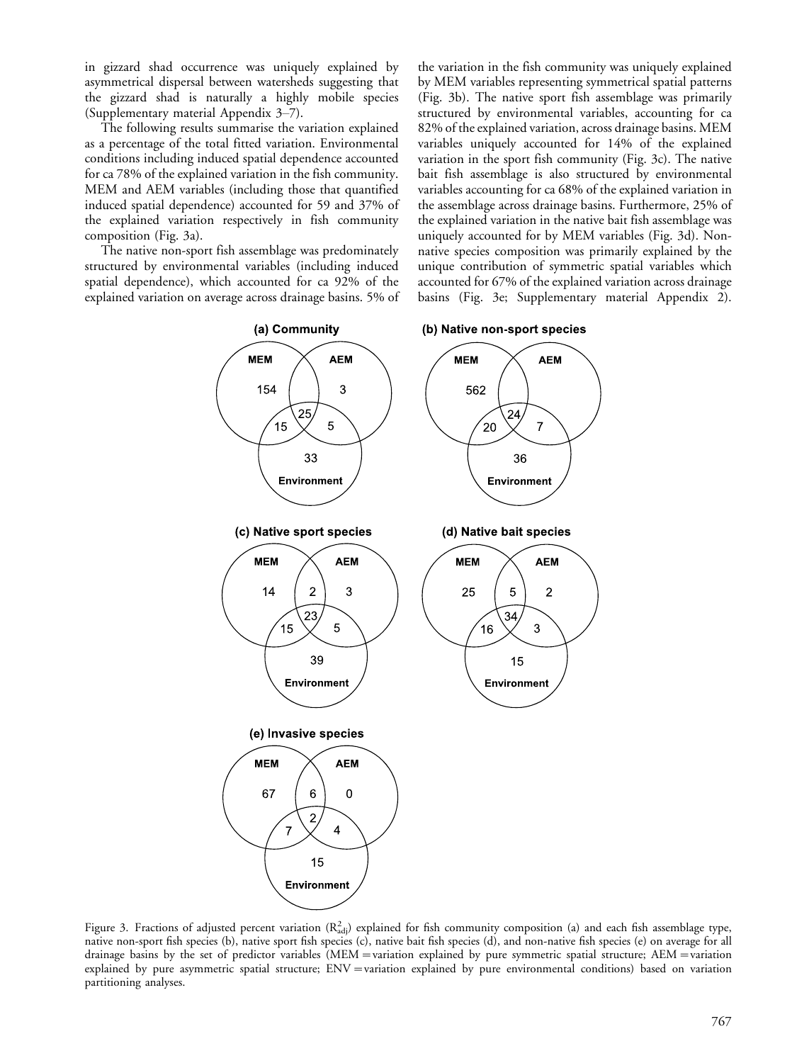in gizzard shad occurrence was uniquely explained by asymmetrical dispersal between watersheds suggesting that the gizzard shad is naturally a highly mobile species (Supplementary material Appendix 3–7).

The following results summarise the variation explained as a percentage of the total fitted variation. Environmental conditions including induced spatial dependence accounted for ca 78% of the explained variation in the fish community. MEM and AEM variables (including those that quantified induced spatial dependence) accounted for 59 and 37% of the explained variation respectively in fish community composition (Fig. 3a).

The native non-sport fish assemblage was predominately structured by environmental variables (including induced spatial dependence), which accounted for ca 92% of the explained variation on average across drainage basins. 5% of the variation in the fish community was uniquely explained by MEM variables representing symmetrical spatial patterns (Fig. 3b). The native sport fish assemblage was primarily structured by environmental variables, accounting for ca 82% of the explained variation, across drainage basins. MEM variables uniquely accounted for 14% of the explained variation in the sport fish community (Fig. 3c). The native bait fish assemblage is also structured by environmental variables accounting for ca 68% of the explained variation in the assemblage across drainage basins. Furthermore, 25% of the explained variation in the native bait fish assemblage was uniquely accounted for by MEM variables (Fig. 3d). Non-native species composition was primarily explained by the unique contribution of symmetric spatial variables which accounted for 67% of the explained variation across drainage basins (Fig. 3e; Supplementary material Appendix 2).

Figure 3. Fractions of adjusted percent variation ($R^2_{adj}$) explained for fish community composition (a) and each fish assemblage type, native non-sport fish species (b), native sport fish species (c), native bait fish species (d), and non-native fish species (e) on average for all drainage basins by the set of predictor variables (MEM = variation explained by pure symmetric spatial structure; AEM = variation explained by pure asymmetric spatial structure; ENV = variation explained by pure environmental conditions) based on variation partitioning analyses.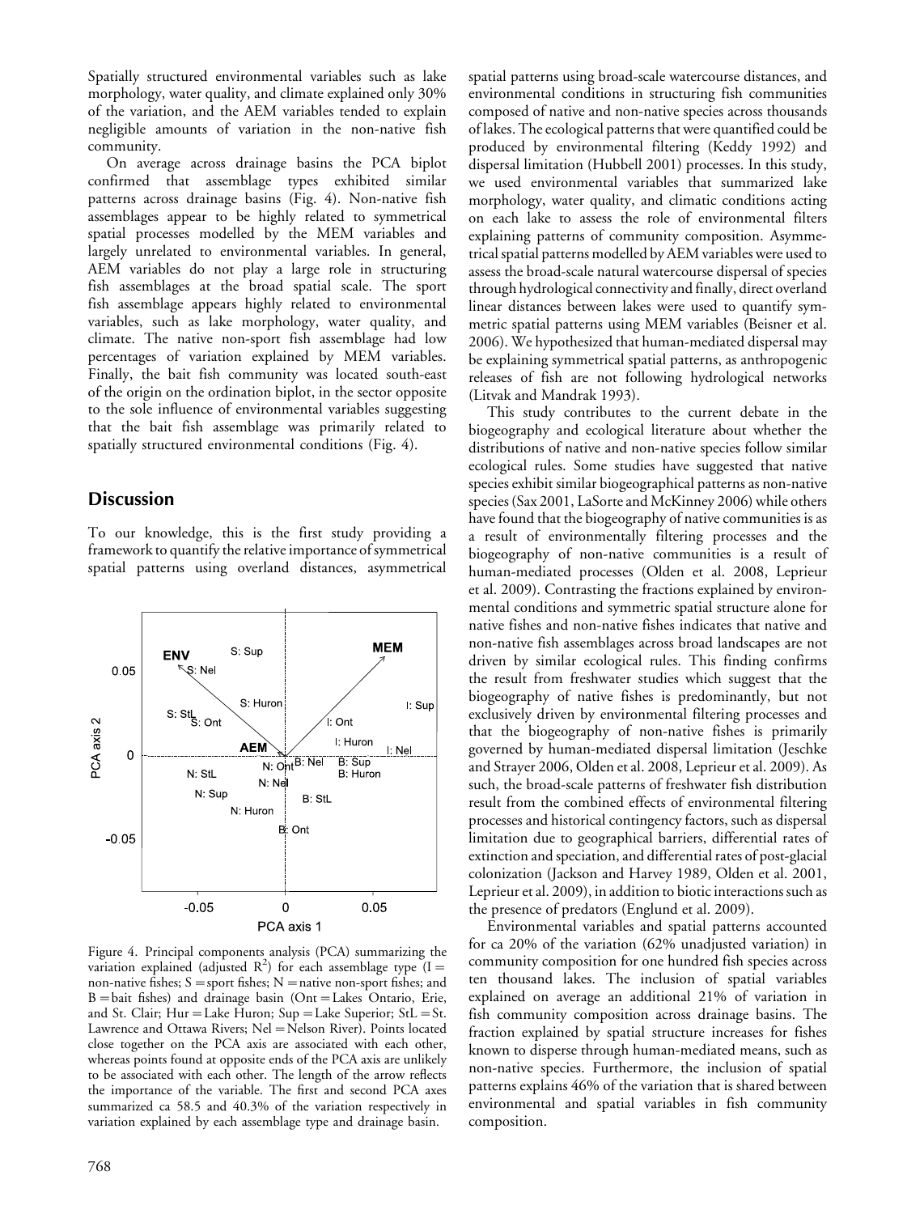Spatially structured environmental variables such as lake morphology, water quality, and climate explained only 30% of the variation, and the AEM variables tended to explain negligible amounts of variation in the non-native fish community.

On average across drainage basins the PCA biplot confirmed that assemblage types exhibited similar patterns across drainage basins (Fig. 4). Non-native fish assemblages appear to be highly related to symmetrical spatial processes modelled by the MEM variables and largely unrelated to environmental variables. In general, AEM variables do not play a large role in structuring fish assemblages at the broad spatial scale. The sport fish assemblage appears highly related to environmental variables, such as lake morphology, water quality, and climate. The native non-sport fish assemblage had low percentages of variation explained by MEM variables. Finally, the bait fish community was located south-east of the origin on the ordination biplot, in the sector opposite to the sole influence of environmental variables suggesting that the bait fish assemblage was primarily related to spatially structured environmental conditions (Fig. 4).

## Discussion

To our knowledge, this is the first study providing a framework to quantify the relative importance of symmetrical spatial patterns using overland distances, asymmetrical spatial patterns using broad-scale watercourse distances, and environmental conditions in structuring fish communities composed of native and non-native species across thousands of lakes. The ecological patterns that were quantified could be produced by environmental filtering (Keddy 1992) and dispersal limitation (Hubbell 2001) processes. In this study, we used environmental variables that summarized lake morphology, water quality, and climatic conditions acting on each lake to assess the role of environmental filters explaining patterns of community composition. Asymmetrical spatial patterns modelled by AEM variables were used to assess the broad-scale natural watercourse dispersal of species through hydrological connectivity and finally, direct overland linear distances between lakes were used to quantify symmetric spatial patterns using MEM variables (Beisner et al. 2006). We hypothesized that human-mediated dispersal may be explaining symmetrical spatial patterns, as anthropogenic releases of fish are not following hydrological networks (Litvak and Mandrak 1993).

Figure 4. Principal components analysis (PCA) summarizing the variation explained (adjusted $R^2$) for each assemblage type (I = non-native fishes; S = sport fishes; N = native non-sport fishes; and B = bait fishes) and drainage basin (Ont = Lakes Ontario, Erie, and St. Clair; Hur = Lake Huron; Sup = Lake Superior; StL = St. Lawrence and Ottawa Rivers; Nel = Nelson River). Points located close together on the PCA axis are associated with each other, whereas points found at opposite ends of the PCA axis are unlikely to be associated with each other. The length of the arrow reflects the importance of the variable. The first and second PCA axes summarized ca 58.5 and 40.3% of the variation respectively in variation explained by each assemblage type and drainage basin.

This study contributes to the current debate in the biogeography and ecological literature about whether the distributions of native and non-native species follow similar ecological rules. Some studies have suggested that native species exhibit similar biogeographical patterns as non-native species (Sax 2001, LaSorte and McKinney 2006) while others have found that the biogeography of native communities is as a result of environmentally filtering processes and the biogeography of non-native communities is a result of human-mediated processes (Olden et al. 2008, Leprieur et al. 2009). Contrasting the fractions explained by environmental conditions and symmetric spatial structure alone for native fishes and non-native fishes indicates that native and non-native fish assemblages across broad landscapes are not driven by similar ecological rules. This finding confirms the result from freshwater studies which suggest that the biogeography of native fishes is predominantly, but not exclusively driven by environmental filtering processes and that the biogeography of non-native fishes is primarily governed by human-mediated dispersal limitation (Jeschke and Strayer 2006, Olden et al. 2008, Leprieur et al. 2009). As such, the broad-scale patterns of freshwater fish distribution result from the combined effects of environmental filtering processes and historical contingency factors, such as dispersal limitation due to geographical barriers, differential rates of extinction and speciation, and differential rates of post-glacial colonization (Jackson and Harvey 1989, Olden et al. 2001, Leprieur et al. 2009), in addition to biotic interactions such as the presence of predators (Englund et al. 2009).

Environmental variables and spatial patterns accounted for ca 20% of the variation (62% unadjusted variation) in community composition for one hundred fish species across ten thousand lakes. The inclusion of spatial variables explained on average an additional 21% of variation in fish community composition across drainage basins. The fraction explained by spatial structure increases for fishes known to disperse through human-mediated means, such as non-native species. Furthermore, the inclusion of spatial patterns explains 46% of the variation that is shared between environmental and spatial variables in fish community composition.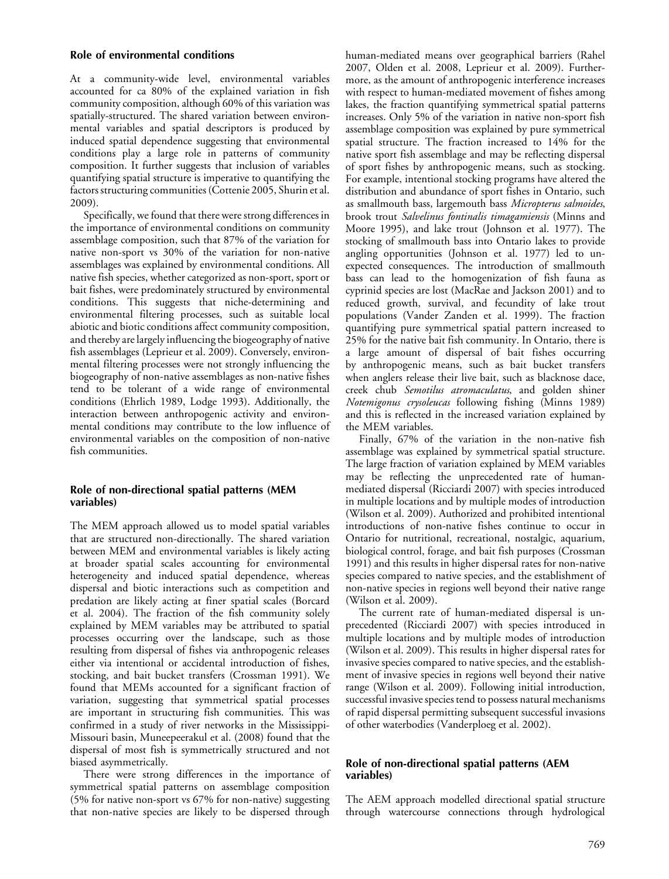### Role of environmental conditions

At a community-wide level, environmental variables accounted for ca 80% of the explained variation in fish community composition, although 60% of this variation was spatially-structured. The shared variation between environmental variables and spatial descriptors is produced by induced spatial dependence suggesting that environmental conditions play a large role in patterns of community composition. It further suggests that inclusion of variables quantifying spatial structure is imperative to quantifying the factors structuring communities (Cottenie 2005, Shurin et al. 2009).

Specifically, we found that there were strong differences in the importance of environmental conditions on community assemblage composition, such that 87% of the variation for native non-sport vs 30% of the variation for non-native assemblages was explained by environmental conditions. All native fish species, whether categorized as non-sport, sport or bait fishes, were predominately structured by environmental conditions. This suggests that niche-determining and environmental filtering processes, such as suitable local abiotic and biotic conditions affect community composition, and thereby are largely influencing the biogeography of native fish assemblages (Leprieur et al. 2009). Conversely, environmental filtering processes were not strongly influencing the biogeography of non-native assemblages as non-native fishes tend to be tolerant of a wide range of environmental conditions (Ehrlich 1989, Lodge 1993). Additionally, the interaction between anthropogenic activity and environmental conditions may contribute to the low influence of environmental variables on the composition of non-native fish communities.

### Role of non-directional spatial patterns (MEM variables)

The MEM approach allowed us to model spatial variables that are structured non-directionally. The shared variation between MEM and environmental variables is likely acting at broader spatial scales accounting for environmental heterogeneity and induced spatial dependence, whereas dispersal and biotic interactions such as competition and predation are likely acting at finer spatial scales (Borcard et al. 2004). The fraction of the fish community solely explained by MEM variables may be attributed to spatial processes occurring over the landscape, such as those resulting from dispersal of fishes via anthropogenic releases either via intentional or accidental introduction of fishes, stocking, and bait bucket transfers (Crossman 1991). We found that MEMs accounted for a significant fraction of variation, suggesting that symmetrical spatial processes are important in structuring fish communities. This was confirmed in a study of river networks in the Mississippi-Missouri basin, Muneepeerakul et al. (2008) found that the dispersal of most fish is symmetrically structured and not biased asymmetrically.

There were strong differences in the importance of symmetrical spatial patterns on assemblage composition (5% for native non-sport vs 67% for non-native) suggesting that non-native species are likely to be dispersed through human-mediated means over geographical barriers (Rahel 2007, Olden et al. 2008, Leprieur et al. 2009). Furthermore, as the amount of anthropogenic interference increases with respect to human-mediated movement of fishes among lakes, the fraction quantifying symmetrical spatial patterns increases. Only 5% of the variation in native non-sport fish assemblage composition was explained by pure symmetrical spatial structure. The fraction increased to 14% for the native sport fish assemblage and may be reflecting dispersal of sport fishes by anthropogenic means, such as stocking. For example, intentional stocking programs have altered the distribution and abundance of sport fishes in Ontario, such as smallmouth bass, largemouth bass *Micropterus salmoides*, brook trout *Salvelinus fontinalis timagamiensis* (Minns and Moore 1995), and lake trout (Johnson et al. 1977). The stocking of smallmouth bass into Ontario lakes to provide angling opportunities (Johnson et al. 1977) led to unexpected consequences. The introduction of smallmouth bass can lead to the homogenization of fish fauna as cyprinid species are lost (MacRae and Jackson 2001) and to reduced growth, survival, and fecundity of lake trout populations (Vander Zanden et al. 1999). The fraction quantifying pure symmetrical spatial pattern increased to 25% for the native bait fish community. In Ontario, there is a large amount of dispersal of bait fishes occurring by anthropogenic means, such as bait bucket transfers when anglers release their live bait, such as blacknose dace, creek chub *Semotilus atromaculatus*, and golden shiner *Notemigonus crysoleucas* following fishing (Minns 1989) and this is reflected in the increased variation explained by the MEM variables.

Finally, 67% of the variation in the non-native fish assemblage was explained by symmetrical spatial structure. The large fraction of variation explained by MEM variables may be reflecting the unprecedented rate of human-mediated dispersal (Ricciardi 2007) with species introduced in multiple locations and by multiple modes of introduction (Wilson et al. 2009). Authorized and prohibited intentional introductions of non-native fishes continue to occur in Ontario for nutritional, recreational, nostalgic, aquarium, biological control, forage, and bait fish purposes (Crossman 1991) and this results in higher dispersal rates for non-native species compared to native species, and the establishment of non-native species in regions well beyond their native range (Wilson et al. 2009).

The current rate of human-mediated dispersal is unprecedented (Ricciardi 2007) with species introduced in multiple locations and by multiple modes of introduction (Wilson et al. 2009). This results in higher dispersal rates for invasive species compared to native species, and the establishment of invasive species in regions well beyond their native range (Wilson et al. 2009). Following initial introduction, successful invasive species tend to possess natural mechanisms of rapid dispersal permitting subsequent successful invasions of other waterbodies (Vanderploeg et al. 2002).

### Role of non-directional spatial patterns (AEM variables)

The AEM approach modelled directional spatial structure through watercourse connections through hydrological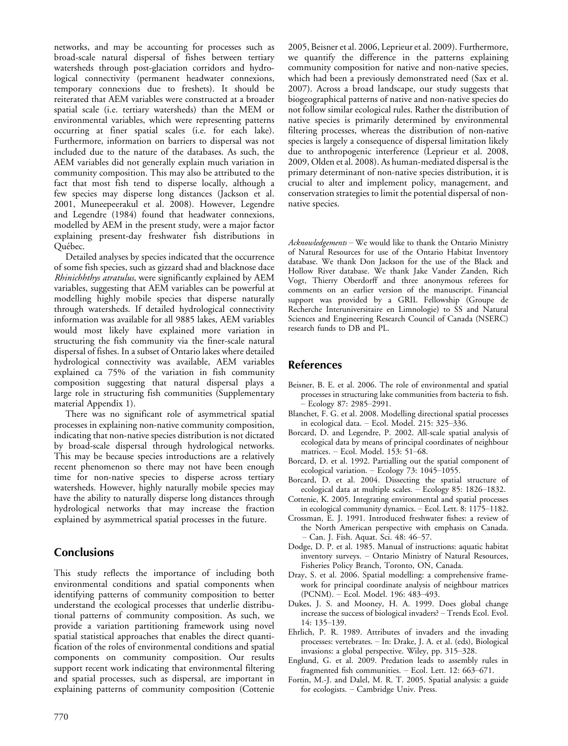networks, and may be accounting for processes such as broad-scale natural dispersal of fishes between tertiary watersheds through post-glaciation corridors and hydrological connectivity (permanent headwater connexions, temporary connexions due to freshets). It should be reiterated that AEM variables were constructed at a broader spatial scale (i.e. tertiary watersheds) than the MEM or environmental variables, which were representing patterns occurring at finer spatial scales (i.e. for each lake). Furthermore, information on barriers to dispersal was not included due to the nature of the databases. As such, the AEM variables did not generally explain much variation in community composition. This may also be attributed to the fact that most fish tend to disperse locally, although a few species may disperse long distances (Jackson et al. 2001, Muneepeerakul et al. 2008). However, Legendre and Legendre (1984) found that headwater connexions, modelled by AEM in the present study, were a major factor explaining present-day freshwater fish distributions in Québec.

Detailed analyses by species indicated that the occurrence of some fish species, such as gizzard shad and blacknose dace *Rhinichhthys atratulus*, were significantly explained by AEM variables, suggesting that AEM variables can be powerful at modelling highly mobile species that disperse naturally through watersheds. If detailed hydrological connectivity information was available for all 9885 lakes, AEM variables would most likely have explained more variation in structuring the fish community via the finer-scale natural dispersal of fishes. In a subset of Ontario lakes where detailed hydrological connectivity was available, AEM variables explained ca 75% of the variation in fish community composition suggesting that natural dispersal plays a large role in structuring fish communities (Supplementary material Appendix 1).

There was no significant role of asymmetrical spatial processes in explaining non-native community composition, indicating that non-native species distribution is not dictated by broad-scale dispersal through hydrological networks. This may be because species introductions are a relatively recent phenomenon so there may not have been enough time for non-native species to disperse across tertiary watersheds. However, highly naturally mobile species may have the ability to naturally disperse long distances through hydrological networks that may increase the fraction explained by asymmetrical spatial processes in the future.

## Conclusions

This study reflects the importance of including both environmental conditions and spatial components when identifying patterns of community composition to better understand the ecological processes that underlie distributional patterns of community composition. As such, we provide a variation partitioning framework using novel spatial statistical approaches that enables the direct quantification of the roles of environmental conditions and spatial components on community composition. Our results support recent work indicating that environmental filtering and spatial processes, such as dispersal, are important in explaining patterns of community composition (Cottenie 2005, Beisner et al. 2006, Leprieur et al. 2009). Furthermore, we quantify the difference in the patterns explaining community composition for native and non-native species, which had been a previously demonstrated need (Sax et al. 2007). Across a broad landscape, our study suggests that biogeographical patterns of native and non-native species do not follow similar ecological rules. Rather the distribution of native species is primarily determined by environmental filtering processes, whereas the distribution of non-native species is largely a consequence of dispersal limitation likely due to anthropogenic interference (Leprieur et al. 2008, 2009, Olden et al. 2008). As human-mediated dispersal is the primary determinant of non-native species distribution, it is crucial to alter and implement policy, management, and conservation strategies to limit the potential dispersal of non-native species.

*Acknowledgements* – We would like to thank the Ontario Ministry of Natural Resources for use of the Ontario Habitat Inventory database. We thank Don Jackson for the use of the Black and Hollow River database. We thank Jake Vander Zanden, Rich Vogt, Thierry Oberdorff and three anonymous referees for comments on an earlier version of the manuscript. Financial support was provided by a GRIL Fellowship (Groupe de Recherche Interuniversitaire en Limnologie) to SS and Natural Sciences and Engineering Research Council of Canada (NSERC) research funds to DB and PL.

## References

Beisner, B. E. et al. 2006. The role of environmental and spatial processes in structuring lake communities from bacteria to fish. – Ecology 87: 2985–2991.

Blanchet, F. G. et al. 2008. Modelling directional spatial processes in ecological data. – Ecol. Model. 215: 325–336.

Borcard, D. and Legendre, P. 2002. All-scale spatial analysis of ecological data by means of principal coordinates of neighbour matrices. – Ecol. Model. 153: 51–68.

Borcard, D. et al. 1992. Partialling out the spatial component of ecological variation. – Ecology 73: 1045–1055.

Borcard, D. et al. 2004. Dissecting the spatial structure of ecological data at multiple scales. – Ecology 85: 1826–1832.

Cottenie, K. 2005. Integrating environmental and spatial processes in ecological community dynamics. – Ecol. Lett. 8: 1175–1182.

Crossman, E. J. 1991. Introduced freshwater fishes: a review of the North American perspective with emphasis on Canada. – Can. J. Fish. Aquat. Sci. 48: 46–57.

Dodge, D. P. et al. 1985. Manual of instructions: aquatic habitat inventory surveys. – Ontario Ministry of Natural Resources, Fisheries Policy Branch, Toronto, ON, Canada.

Dray, S. et al. 2006. Spatial modelling: a comprehensive framework for principal coordinate analysis of neighbour matrices (PCNM). – Ecol. Model. 196: 483–493.

Dukes, J. S. and Mooney, H. A. 1999. Does global change increase the success of biological invaders? – Trends Ecol. Evol. 14: 135–139.

Ehrlich, P. R. 1989. Attributes of invaders and the invading processes: vertebrates. – In: Drake, J. A. et al. (eds), Biological invasions: a global perspective. Wiley, pp. 315–328.

Englund, G. et al. 2009. Predation leads to assembly rules in fragmented fish communities. – Ecol. Lett. 12: 663–671.

Fortin, M.-J. and Dalel, M. R. T. 2005. Spatial analysis: a guide for ecologists. – Cambridge Univ. Press.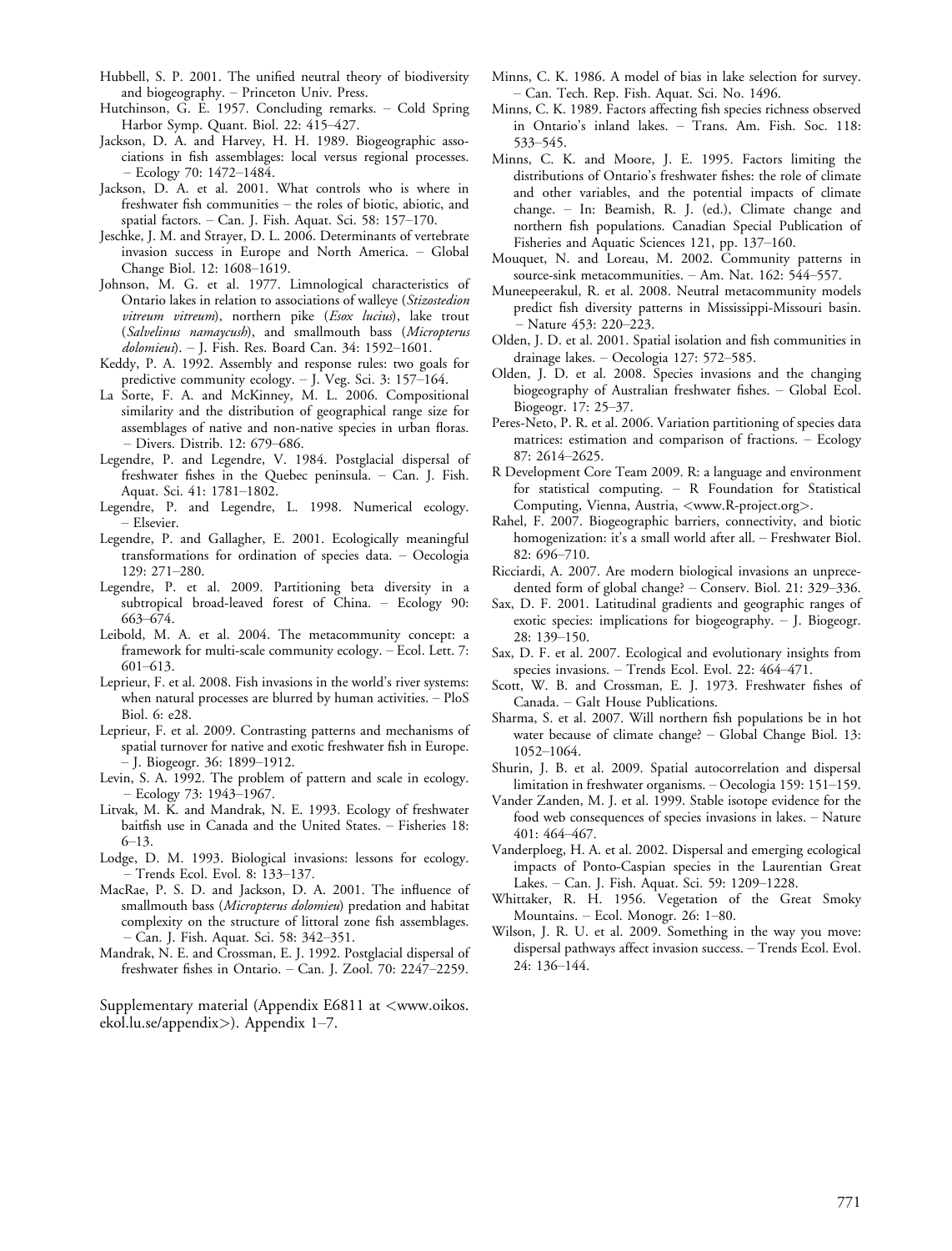Hubbell, S. P. 2001. The unified neutral theory of biodiversity and biogeography. – Princeton Univ. Press.

Hutchinson, G. E. 1957. Concluding remarks. – Cold Spring Harbor Symp. Quant. Biol. 22: 415–427.

Jackson, D. A. and Harvey, H. H. 1989. Biogeographic associations in fish assemblages: local versus regional processes. – Ecology 70: 1472–1484.

Jackson, D. A. et al. 2001. What controls who is where in freshwater fish communities – the roles of biotic, abiotic, and spatial factors. – Can. J. Fish. Aquat. Sci. 58: 157–170.

Jeschke, J. M. and Strayer, D. L. 2006. Determinants of vertebrate invasion success in Europe and North America. – Global Change Biol. 12: 1608–1619.

Johnson, M. G. et al. 1977. Limnological characteristics of Ontario lakes in relation to associations of walleye (*Stizostedion vitreum vitreum*), northern pike (*Esox lucius*), lake trout (*Salvelinus namaycush*), and smallmouth bass (*Micropterus dolomieui*). – J. Fish. Res. Board Can. 34: 1592–1601.

Keddy, P. A. 1992. Assembly and response rules: two goals for predictive community ecology. – J. Veg. Sci. 3: 157–164.

La Sorte, F. A. and McKinney, M. L. 2006. Compositional similarity and the distribution of geographical range size for assemblages of native and non-native species in urban floras. – Divers. Distrib. 12: 679–686.

Legendre, P. and Legendre, V. 1984. Postglacial dispersal of freshwater fishes in the Quebec peninsula. – Can. J. Fish. Aquat. Sci. 41: 1781–1802.

Legendre, P. and Legendre, L. 1998. Numerical ecology. – Elsevier.

Legendre, P. and Gallagher, E. 2001. Ecologically meaningful transformations for ordination of species data. – Oecologia 129: 271–280.

Legendre, P. et al. 2009. Partitioning beta diversity in a subtropical broad-leaved forest of China. – Ecology 90: 663–674.

Leibold, M. A. et al. 2004. The metacommunity concept: a framework for multi-scale community ecology. – Ecol. Lett. 7: 601–613.

Leprieur, F. et al. 2008. Fish invasions in the world's river systems: when natural processes are blurred by human activities. – PloS Biol. 6: e28.

Leprieur, F. et al. 2009. Contrasting patterns and mechanisms of spatial turnover for native and exotic freshwater fish in Europe. – J. Biogeogr. 36: 1899–1912.

Levin, S. A. 1992. The problem of pattern and scale in ecology. – Ecology 73: 1943–1967.

Litvak, M. K. and Mandrak, N. E. 1993. Ecology of freshwater baitfish use in Canada and the United States. – Fisheries 18: 6–13.

Lodge, D. M. 1993. Biological invasions: lessons for ecology. – Trends Ecol. Evol. 8: 133–137.

MacRae, P. S. D. and Jackson, D. A. 2001. The influence of smallmouth bass (*Micropterus dolomieu*) predation and habitat complexity on the structure of littoral zone fish assemblages. – Can. J. Fish. Aquat. Sci. 58: 342–351.

Mandrak, N. E. and Crossman, E. J. 1992. Postglacial dispersal of freshwater fishes in Ontario. – Can. J. Zool. 70: 2247–2259.

Minns, C. K. 1986. A model of bias in lake selection for survey. – Can. Tech. Rep. Fish. Aquat. Sci. No. 1496.

Minns, C. K. 1989. Factors affecting fish species richness observed in Ontario's inland lakes. – Trans. Am. Fish. Soc. 118: 533–545.

Minns, C. K. and Moore, J. E. 1995. Factors limiting the distributions of Ontario's freshwater fishes: the role of climate and other variables, and the potential impacts of climate change. – In: Beamish, R. J. (ed.), Climate change and northern fish populations. Canadian Special Publication of Fisheries and Aquatic Sciences 121, pp. 137–160.

Mouquet, N. and Loreau, M. 2002. Community patterns in source-sink metacommunities. – Am. Nat. 162: 544–557.

Muneepeerakul, R. et al. 2008. Neutral metacommunity models predict fish diversity patterns in Mississippi-Missouri basin. – Nature 453: 220–223.

Olden, J. D. et al. 2001. Spatial isolation and fish communities in drainage lakes. – Oecologia 127: 572–585.

Olden, J. D. et al. 2008. Species invasions and the changing biogeography of Australian freshwater fishes. – Global Ecol. Biogeogr. 17: 25–37.

Peres-Neto, P. R. et al. 2006. Variation partitioning of species data matrices: estimation and comparison of fractions. – Ecology 87: 2614–2625.

R Development Core Team 2009. R: a language and environment for statistical computing. – R Foundation for Statistical Computing, Vienna, Austria, <www.R-project.org>.

Rahel, F. 2007. Biogeographic barriers, connectivity, and biotic homogenization: it's a small world after all. – Freshwater Biol. 82: 696–710.

Ricciardi, A. 2007. Are modern biological invasions an unprecedented form of global change? – Conserv. Biol. 21: 329–336.

Sax, D. F. 2001. Latitudinal gradients and geographic ranges of exotic species: implications for biogeography. – J. Biogeogr. 28: 139–150.

Sax, D. F. et al. 2007. Ecological and evolutionary insights from species invasions. – Trends Ecol. Evol. 22: 464–471.

Scott, W. B. and Crossman, E. J. 1973. Freshwater fishes of Canada. – Galt House Publications.

Sharma, S. et al. 2007. Will northern fish populations be in hot water because of climate change? – Global Change Biol. 13: 1052–1064.

Shurin, J. B. et al. 2009. Spatial autocorrelation and dispersal limitation in freshwater organisms. – Oecologia 159: 151–159.

Vander Zanden, M. J. et al. 1999. Stable isotope evidence for the food web consequences of species invasions in lakes. – Nature 401: 464–467.

Vanderploeg, H. A. et al. 2002. Dispersal and emerging ecological impacts of Ponto-Caspian species in the Laurentian Great Lakes. – Can. J. Fish. Aquat. Sci. 59: 1209–1228.

Whittaker, R. H. 1956. Vegetation of the Great Smoky Mountains. – Ecol. Monogr. 26: 1–80.

Wilson, J. R. U. et al. 2009. Something in the way you move: dispersal pathways affect invasion success. – Trends Ecol. Evol. 24: 136–144.

Supplementary material (Appendix E6811 at <www.oikos.ekol.lu.se/appendix>). Appendix 1–7.